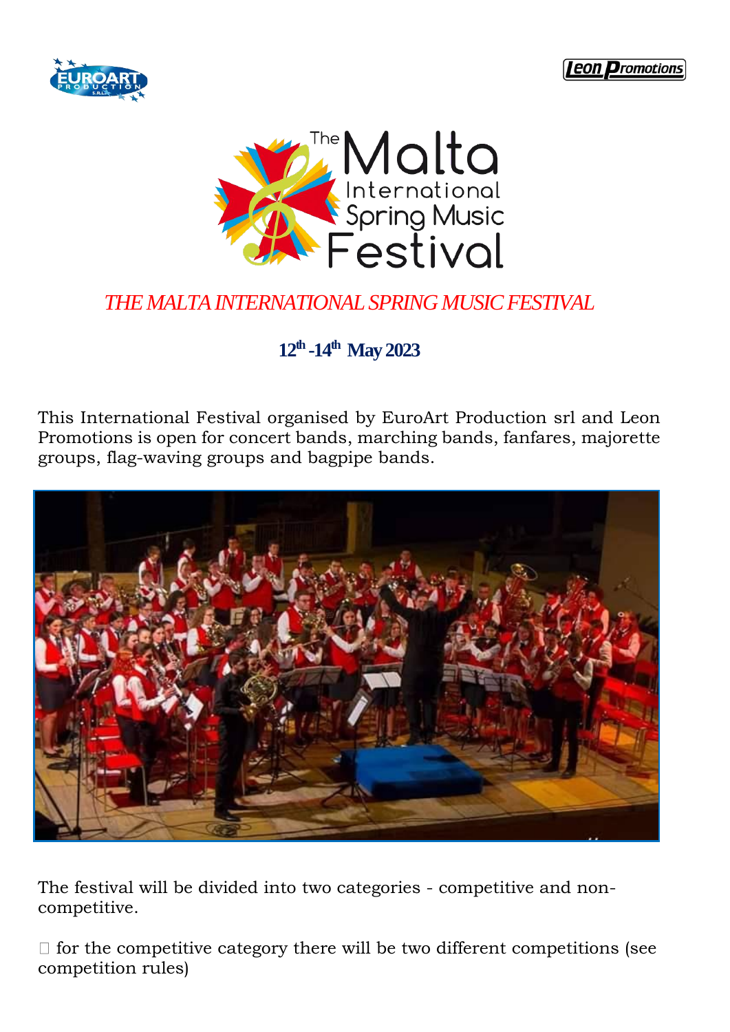# THE MALTA INTERNATIONAL SPRING MUSIC FESTIVAL

**12th -14th May 2023**

This International Festival organised by EuroArt Production srl and Leon Promotions is open for concert bands, marching bands, fanfares, majorette groups, flag-waving groups and bagpipe bands.

The festival will be divided into two categories - competitive and non-competitive.

- for the competitive category there will be two different competitions (see competition rules)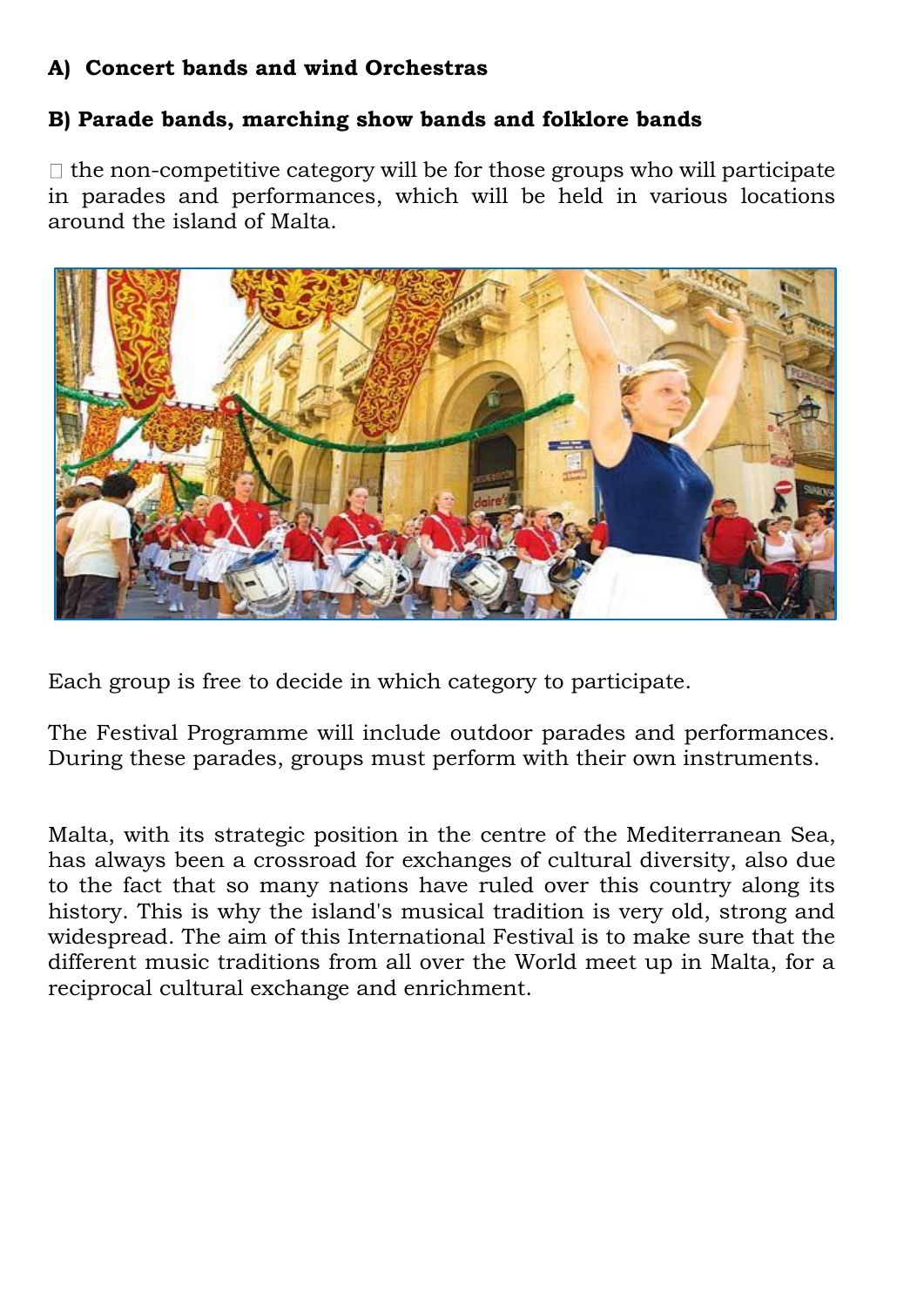**A) Concert bands and wind Orchestras**

**B) Parade bands, marching show bands and folklore bands**

 the non-competitive category will be for those groups who will participate in parades and performances, which will be held in various locations around the island of Malta.

Each group is free to decide in which category to participate.

The Festival Programme will include outdoor parades and performances. During these parades, groups must perform with their own instruments.

Malta, with its strategic position in the centre of the Mediterranean Sea, has always been a crossroad for exchanges of cultural diversity, also due to the fact that so many nations have ruled over this country along its history. This is why the island's musical tradition is very old, strong and widespread. The aim of this International Festival is to make sure that the different music traditions from all over the World meet up in Malta, for a reciprocal cultural exchange and enrichment.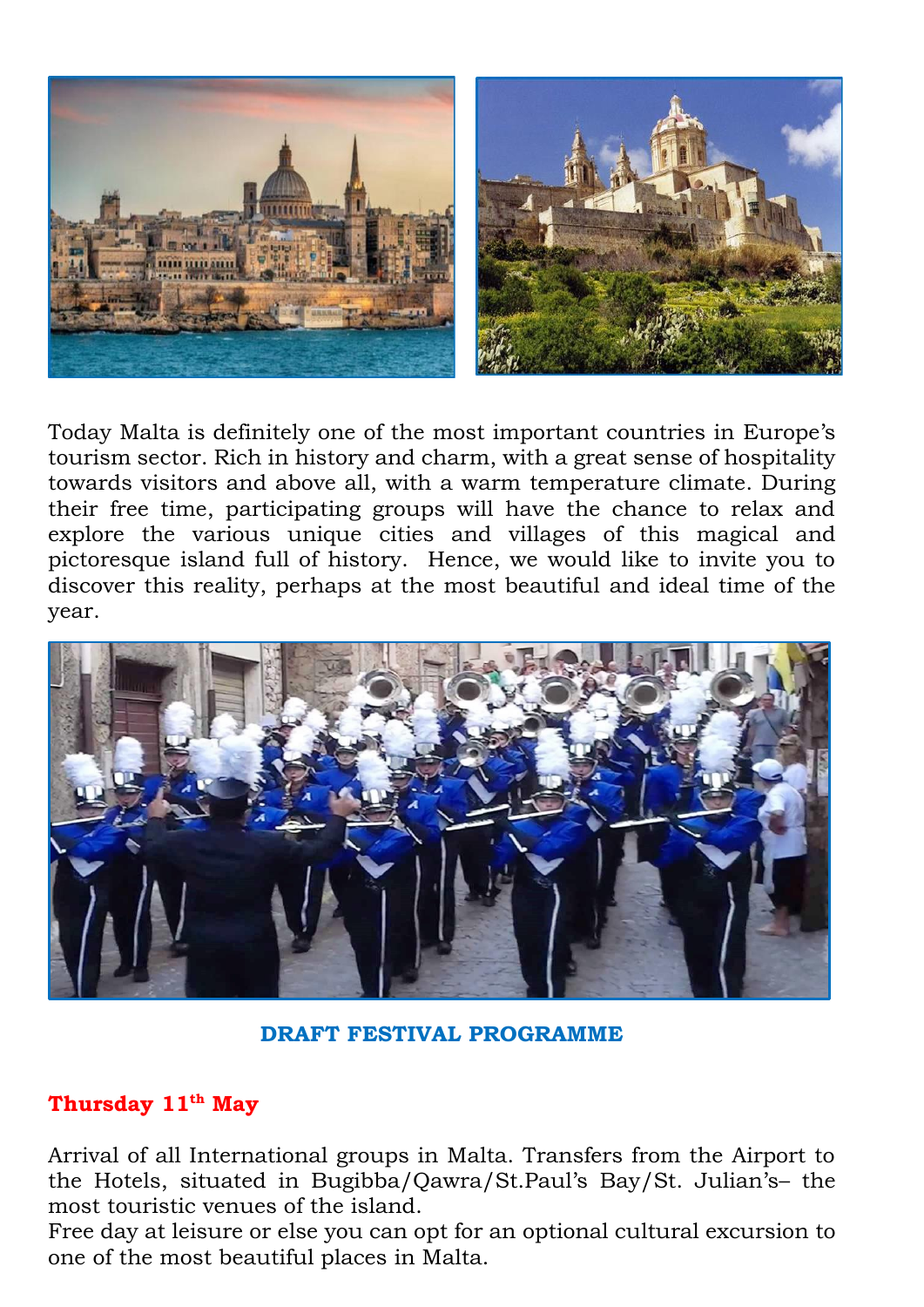Today Malta is definitely one of the most important countries in Europe's tourism sector. Rich in history and charm, with a great sense of hospitality towards visitors and above all, with a warm temperature climate. During their free time, participating groups will have the chance to relax and explore the various unique cities and villages of this magical and pictoresque island full of history. Hence, we would like to invite you to discover this reality, perhaps at the most beautiful and ideal time of the year.

## DRAFT FESTIVAL PROGRAMME

### Thursday 11th May

Arrival of all International groups in Malta. Transfers from the Airport to the Hotels, situated in Bugibba/Qawra/St.Paul's Bay/St. Julian's– the most touristic venues of the island.
Free day at leisure or else you can opt for an optional cultural excursion to one of the most beautiful places in Malta.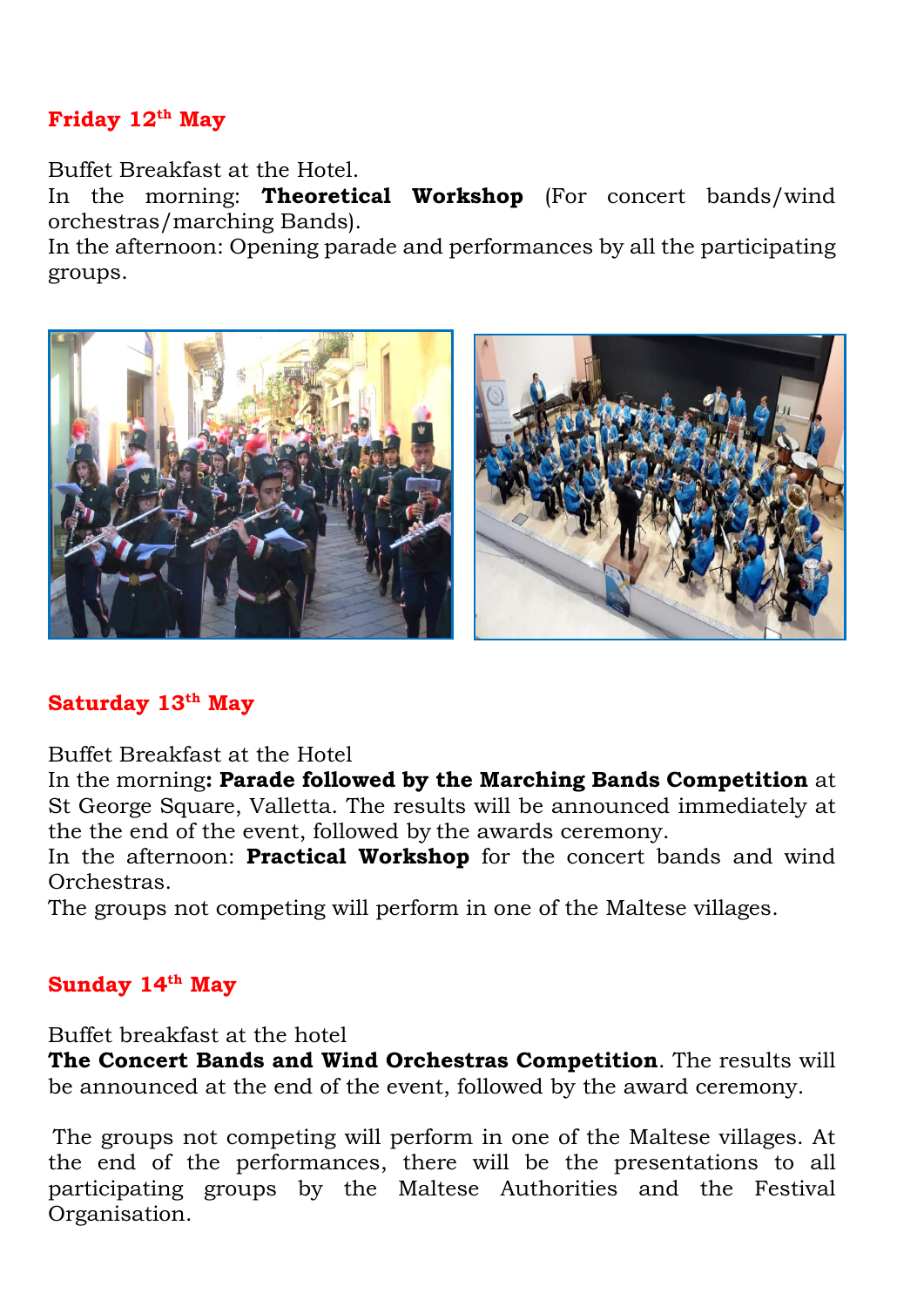**Friday 12th May**

Buffet Breakfast at the Hotel.
In the morning: **Theoretical Workshop** (For concert bands/wind orchestras/marching Bands).
In the afternoon: Opening parade and performances by all the participating groups.

**Saturday 13th May**

Buffet Breakfast at the Hotel
In the morning**: Parade followed by the Marching Bands Competition** at St George Square, Valletta. The results will be announced immediately at the the end of the event, followed by the awards ceremony.
In the afternoon: **Practical Workshop** for the concert bands and wind Orchestras.
The groups not competing will perform in one of the Maltese villages.

**Sunday 14th May**

Buffet breakfast at the hotel
**The Concert Bands and Wind Orchestras Competition**. The results will be announced at the end of the event, followed by the award ceremony.

The groups not competing will perform in one of the Maltese villages. At the end of the performances, there will be the presentations to all participating groups by the Maltese Authorities and the Festival Organisation.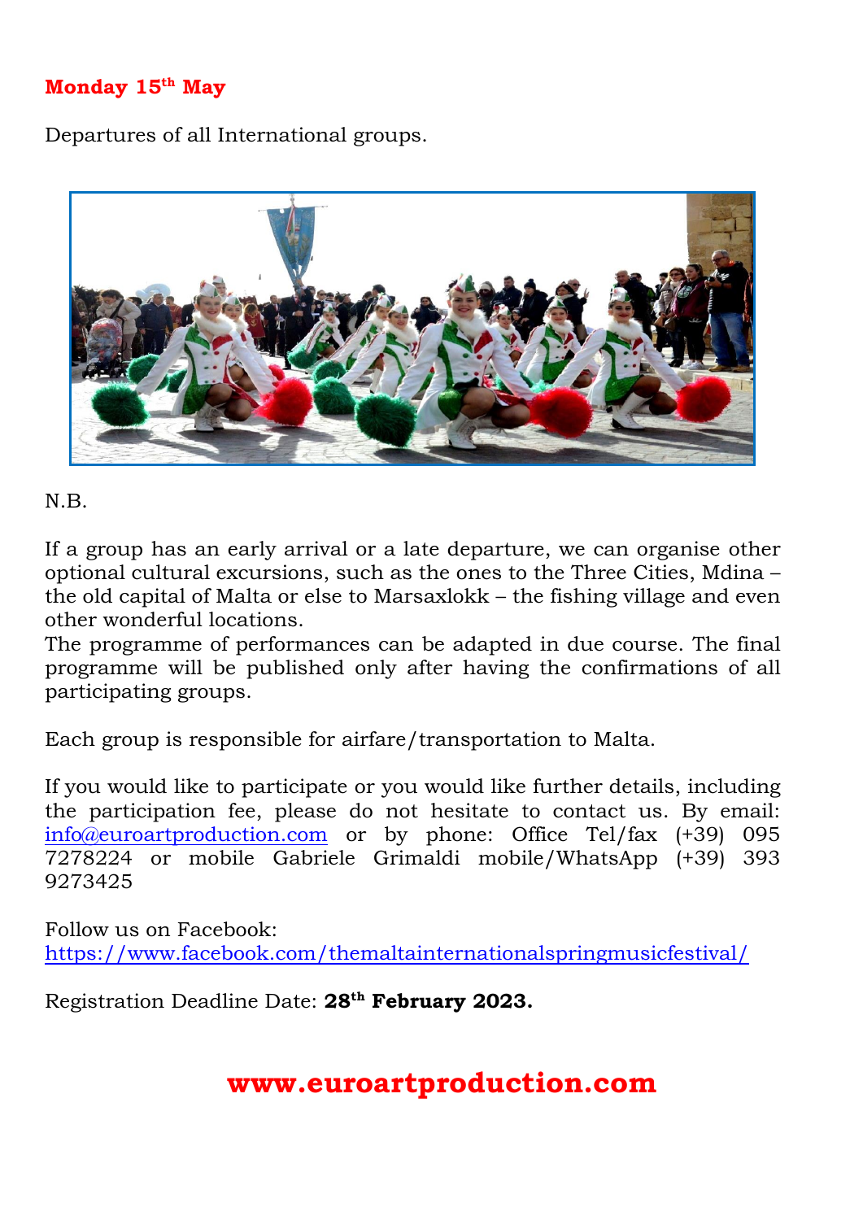**Monday 15th May**

Departures of all International groups.

N.B.

If a group has an early arrival or a late departure, we can organise other optional cultural excursions, such as the ones to the Three Cities, Mdina – the old capital of Malta or else to Marsaxlokk – the fishing village and even other wonderful locations.
The programme of performances can be adapted in due course. The final programme will be published only after having the confirmations of all participating groups.

Each group is responsible for airfare/transportation to Malta.

If you would like to participate or you would like further details, including the participation fee, please do not hesitate to contact us. By email: info@euroartproduction.com or by phone: Office Tel/fax (+39) 095 7278224 or mobile Gabriele Grimaldi mobile/WhatsApp (+39) 393 9273425

Follow us on Facebook:
https://www.facebook.com/themaltainternationalspringmusicfestival/

Registration Deadline Date: **28th February 2023.**

**www.euroartproduction.com**